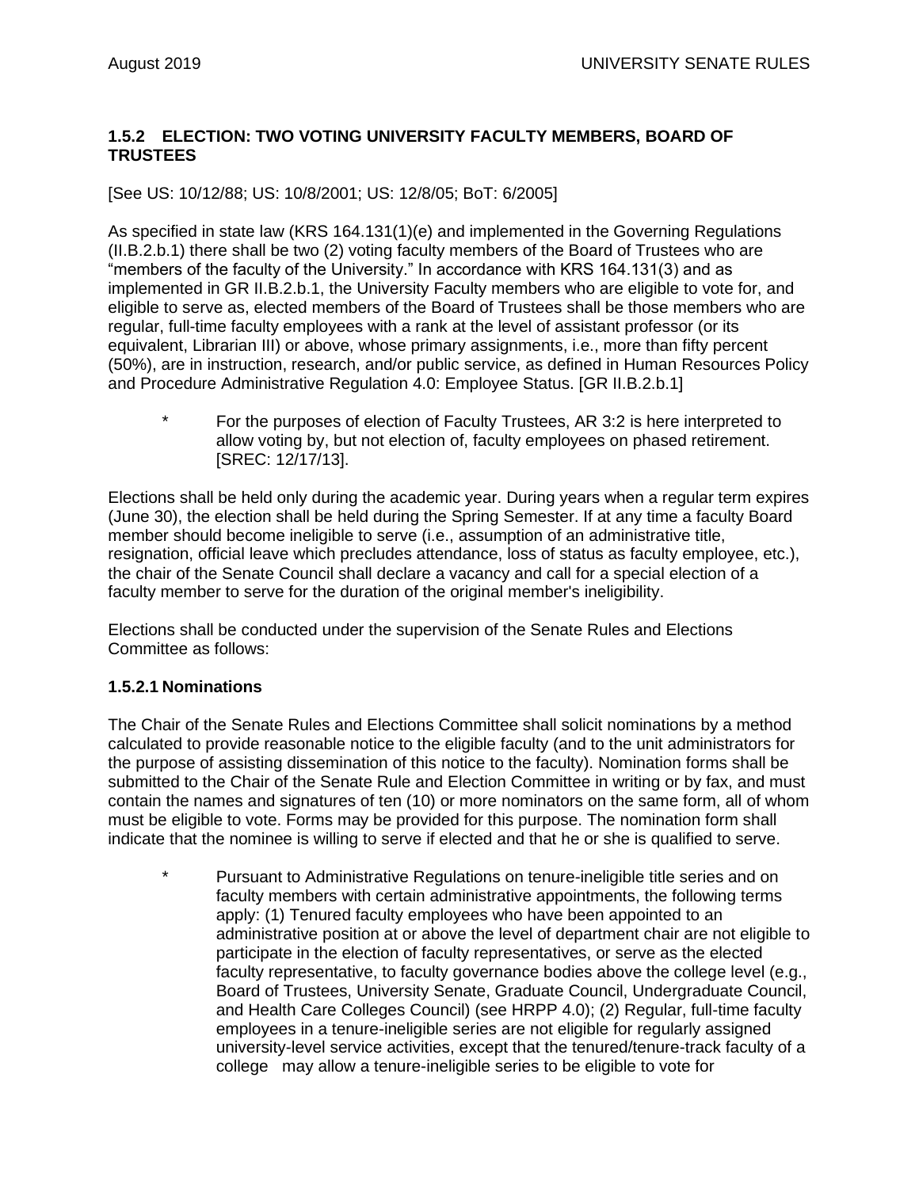### 1.5.2 ELECTION: TWO VOTING UNIVERSITY FACULTY MEMBERS, BOARD OF TRUSTEES

[See US: 10/12/88; US: 10/8/2001; US: 12/8/05; BoT: 6/2005]

As specified in state law (KRS 164.131(1)(e) and implemented in the Governing Regulations (II.B.2.b.1) there shall be two (2) voting faculty members of the Board of Trustees who are "members of the faculty of the University." In accordance with KRS 164.131(3) and as implemented in GR II.B.2.b.1, the University Faculty members who are eligible to vote for, and eligible to serve as, elected members of the Board of Trustees shall be those members who are regular, full-time faculty employees with a rank at the level of assistant professor (or its equivalent, Librarian III) or above, whose primary assignments, i.e., more than fifty percent (50%), are in instruction, research, and/or public service, as defined in Human Resources Policy and Procedure Administrative Regulation 4.0: Employee Status. [GR II.B.2.b.1]

> \* For the purposes of election of Faculty Trustees, AR 3:2 is here interpreted to allow voting by, but not election of, faculty employees on phased retirement. [SREC: 12/17/13].

Elections shall be held only during the academic year. During years when a regular term expires (June 30), the election shall be held during the Spring Semester. If at any time a faculty Board member should become ineligible to serve (i.e., assumption of an administrative title, resignation, official leave which precludes attendance, loss of status as faculty employee, etc.), the chair of the Senate Council shall declare a vacancy and call for a special election of a faculty member to serve for the duration of the original member's ineligibility.

Elections shall be conducted under the supervision of the Senate Rules and Elections Committee as follows:

#### 1.5.2.1 Nominations

The Chair of the Senate Rules and Elections Committee shall solicit nominations by a method calculated to provide reasonable notice to the eligible faculty (and to the unit administrators for the purpose of assisting dissemination of this notice to the faculty). Nomination forms shall be submitted to the Chair of the Senate Rule and Election Committee in writing or by fax, and must contain the names and signatures of ten (10) or more nominators on the same form, all of whom must be eligible to vote. Forms may be provided for this purpose. The nomination form shall indicate that the nominee is willing to serve if elected and that he or she is qualified to serve.

> \* Pursuant to Administrative Regulations on tenure-ineligible title series and on faculty members with certain administrative appointments, the following terms apply: (1) Tenured faculty employees who have been appointed to an administrative position at or above the level of department chair are not eligible to participate in the election of faculty representatives, or serve as the elected faculty representative, to faculty governance bodies above the college level (e.g., Board of Trustees, University Senate, Graduate Council, Undergraduate Council, and Health Care Colleges Council) (see HRPP 4.0); (2) Regular, full-time faculty employees in a tenure-ineligible series are not eligible for regularly assigned university-level service activities, except that the tenured/tenure-track faculty of a college may allow a tenure-ineligible series to be eligible to vote for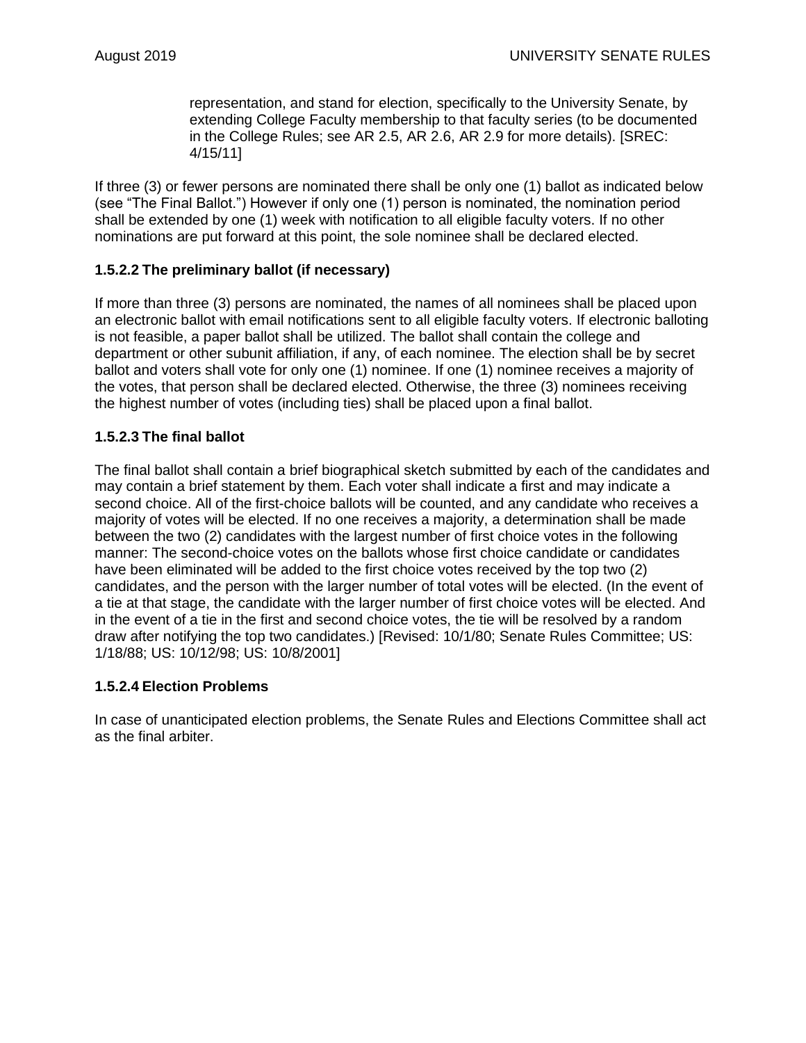representation, and stand for election, specifically to the University Senate, by extending College Faculty membership to that faculty series (to be documented in the College Rules; see AR 2.5, AR 2.6, AR 2.9 for more details). [SREC: 4/15/11]

If three (3) or fewer persons are nominated there shall be only one (1) ballot as indicated below (see "The Final Ballot.") However if only one (1) person is nominated, the nomination period shall be extended by one (1) week with notification to all eligible faculty voters. If no other nominations are put forward at this point, the sole nominee shall be declared elected.

### 1.5.2.2 The preliminary ballot (if necessary)

If more than three (3) persons are nominated, the names of all nominees shall be placed upon an electronic ballot with email notifications sent to all eligible faculty voters. If electronic balloting is not feasible, a paper ballot shall be utilized. The ballot shall contain the college and department or other subunit affiliation, if any, of each nominee. The election shall be by secret ballot and voters shall vote for only one (1) nominee. If one (1) nominee receives a majority of the votes, that person shall be declared elected. Otherwise, the three (3) nominees receiving the highest number of votes (including ties) shall be placed upon a final ballot.

### 1.5.2.3 The final ballot

The final ballot shall contain a brief biographical sketch submitted by each of the candidates and may contain a brief statement by them. Each voter shall indicate a first and may indicate a second choice. All of the first-choice ballots will be counted, and any candidate who receives a majority of votes will be elected. If no one receives a majority, a determination shall be made between the two (2) candidates with the largest number of first choice votes in the following manner: The second-choice votes on the ballots whose first choice candidate or candidates have been eliminated will be added to the first choice votes received by the top two (2) candidates, and the person with the larger number of total votes will be elected. (In the event of a tie at that stage, the candidate with the larger number of first choice votes will be elected. And in the event of a tie in the first and second choice votes, the tie will be resolved by a random draw after notifying the top two candidates.) [Revised: 10/1/80; Senate Rules Committee; US: 1/18/88; US: 10/12/98; US: 10/8/2001]

### 1.5.2.4 Election Problems

In case of unanticipated election problems, the Senate Rules and Elections Committee shall act as the final arbiter.